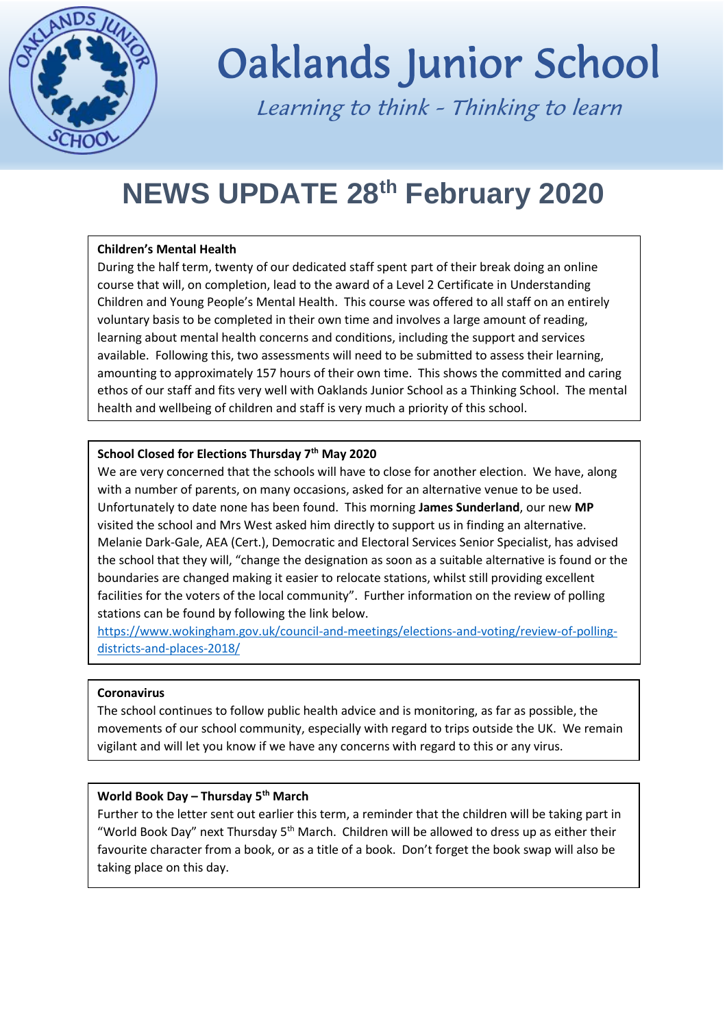# Oaklands Junior School

*Learning to think - Thinking to learn*

## NEWS UPDATE 28th February 2020

**Children's Mental Health**

During the half term, twenty of our dedicated staff spent part of their break doing an online course that will, on completion, lead to the award of a Level 2 Certificate in Understanding Children and Young People's Mental Health. This course was offered to all staff on an entirely voluntary basis to be completed in their own time and involves a large amount of reading, learning about mental health concerns and conditions, including the support and services available. Following this, two assessments will need to be submitted to assess their learning, amounting to approximately 157 hours of their own time. This shows the committed and caring ethos of our staff and fits very well with Oaklands Junior School as a Thinking School. The mental health and wellbeing of children and staff is very much a priority of this school.

**School Closed for Elections Thursday 7th May 2020**

We are very concerned that the schools will have to close for another election. We have, along with a number of parents, on many occasions, asked for an alternative venue to be used. Unfortunately to date none has been found. This morning **James Sunderland**, our new **MP** visited the school and Mrs West asked him directly to support us in finding an alternative. Melanie Dark-Gale, AEA (Cert.), Democratic and Electoral Services Senior Specialist, has advised the school that they will, "change the designation as soon as a suitable alternative is found or the boundaries are changed making it easier to relocate stations, whilst still providing excellent facilities for the voters of the local community". Further information on the review of polling stations can be found by following the link below.

https://www.wokingham.gov.uk/council-and-meetings/elections-and-voting/review-of-polling-districts-and-places-2018/

**Coronavirus**

The school continues to follow public health advice and is monitoring, as far as possible, the movements of our school community, especially with regard to trips outside the UK. We remain vigilant and will let you know if we have any concerns with regard to this or any virus.

**World Book Day – Thursday 5th March**

Further to the letter sent out earlier this term, a reminder that the children will be taking part in "World Book Day" next Thursday 5th March. Children will be allowed to dress up as either their favourite character from a book, or as a title of a book. Don't forget the book swap will also be taking place on this day.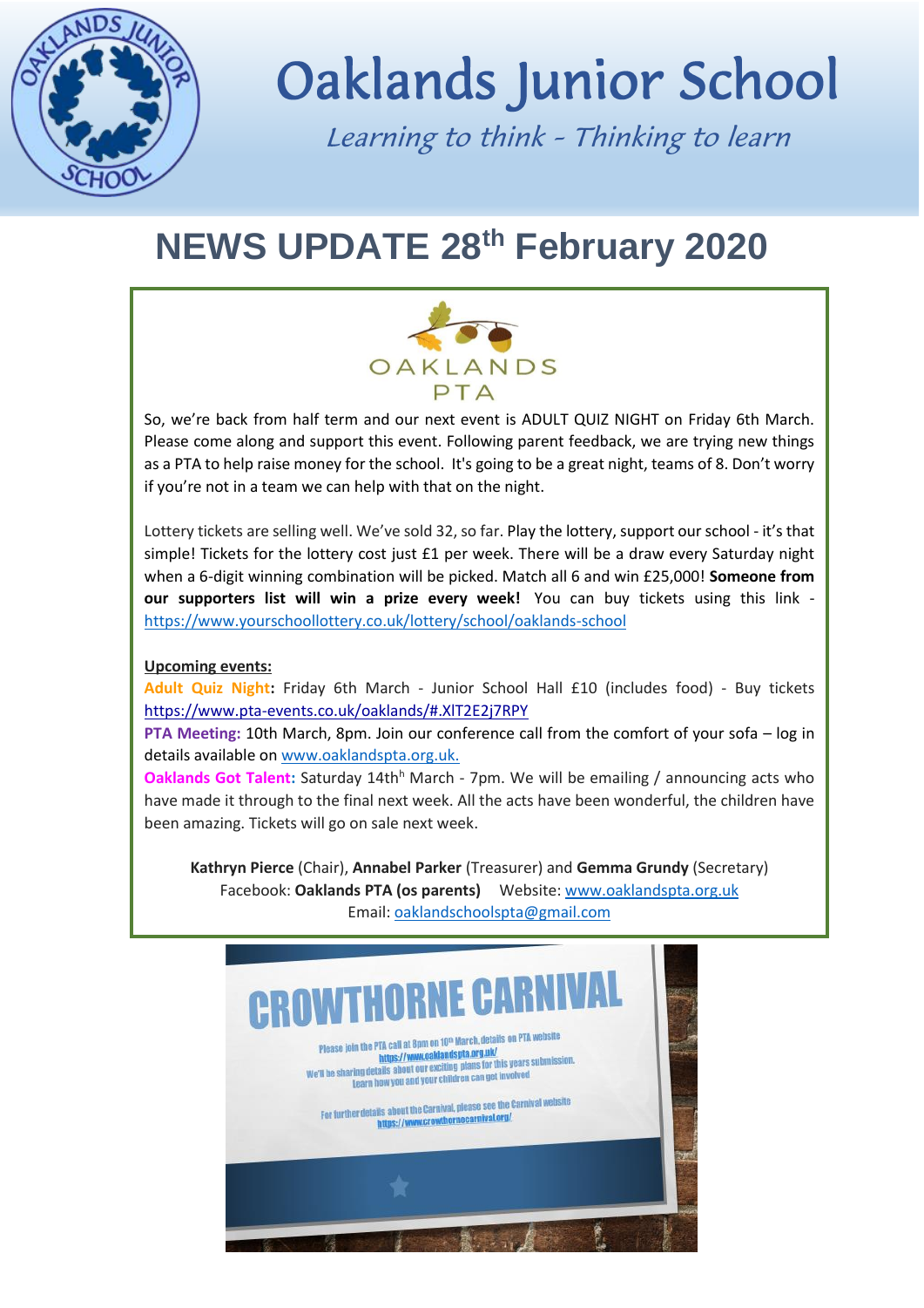# Oaklands Junior School

*Learning to think - Thinking to learn*

## NEWS UPDATE 28th February 2020

OAKLANDS PTA

So, we're back from half term and our next event is ADULT QUIZ NIGHT on Friday 6th March. Please come along and support this event. Following parent feedback, we are trying new things as a PTA to help raise money for the school. It's going to be a great night, teams of 8. Don't worry if you're not in a team we can help with that on the night.

Lottery tickets are selling well. We've sold 32, so far. Play the lottery, support our school - it's that simple! Tickets for the lottery cost just £1 per week. There will be a draw every Saturday night when a 6-digit winning combination will be picked. Match all 6 and win £25,000! **Someone from our supporters list will win a prize every week!** You can buy tickets using this link - https://www.yourschoollottery.co.uk/lottery/school/oaklands-school

**Upcoming events:**

**Adult Quiz Night:** Friday 6th March - Junior School Hall £10 (includes food) - Buy tickets https://www.pta-events.co.uk/oaklands/#.XlT2E2j7RPY

**PTA Meeting:** 10th March, 8pm. Join our conference call from the comfort of your sofa – log in details available on www.oaklandspta.org.uk.

**Oaklands Got Talent:** Saturday 14th March - 7pm. We will be emailing / announcing acts who have made it through to the final next week. All the acts have been wonderful, the children have been amazing. Tickets will go on sale next week.

**Kathryn Pierce** (Chair), **Annabel Parker** (Treasurer) and **Gemma Grundy** (Secretary)
Facebook: **Oaklands PTA (os parents)** Website: www.oaklandspta.org.uk
Email: oaklandschoolspta@gmail.com

## CROWTHORNE CARNIVAL

Please join the PTA call at 8pm on 10th March, details on PTA website
https://www.oaklandspta.org.uk/
We'll be sharing details about our exciting plans for this years submission.
Learn how you and your children can get involved

For further details about the Carnival, please see the Carnival website
https://www.crowthornecarnival.org/